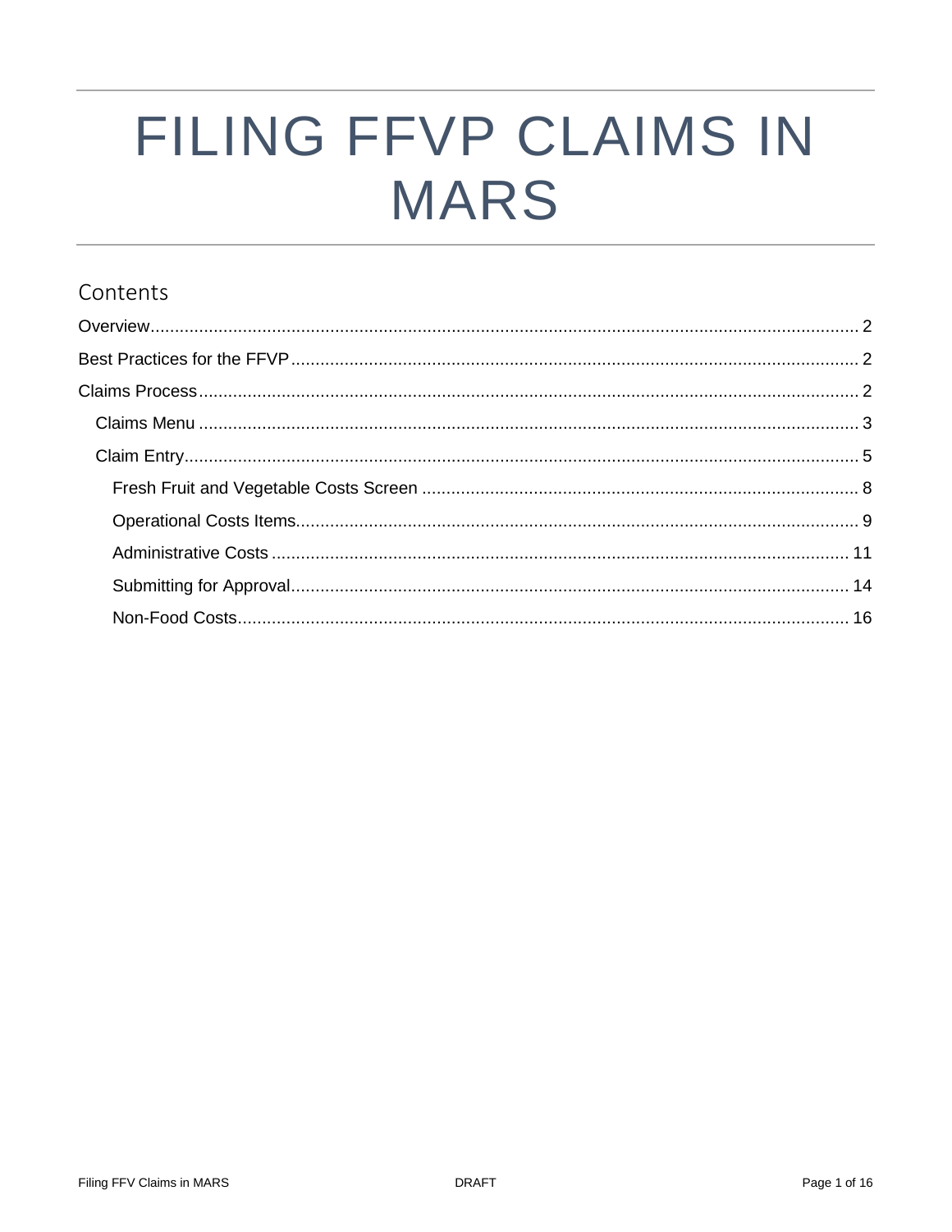# FILING FFVP CLAIMS IN MARS

## Contents

- Overview ..... 2
- Best Practices for the FFVP ..... 2
- Claims Process ..... 2
  - Claims Menu ..... 3
  - Claim Entry ..... 5
    - Fresh Fruit and Vegetable Costs Screen ..... 8
    - Operational Costs Items ..... 9
    - Administrative Costs ..... 11
    - Submitting for Approval ..... 14
    - Non-Food Costs ..... 16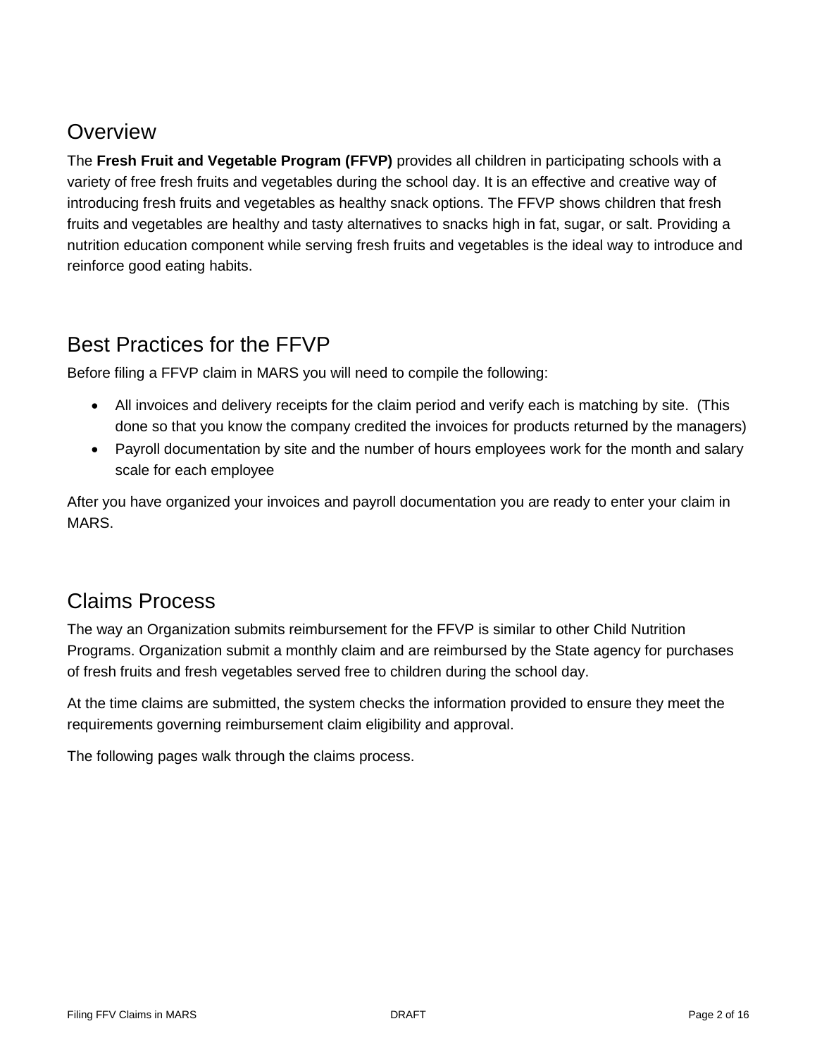## Overview

The **Fresh Fruit and Vegetable Program (FFVP)** provides all children in participating schools with a variety of free fresh fruits and vegetables during the school day. It is an effective and creative way of introducing fresh fruits and vegetables as healthy snack options. The FFVP shows children that fresh fruits and vegetables are healthy and tasty alternatives to snacks high in fat, sugar, or salt. Providing a nutrition education component while serving fresh fruits and vegetables is the ideal way to introduce and reinforce good eating habits.

## Best Practices for the FFVP

Before filing a FFVP claim in MARS you will need to compile the following:

- All invoices and delivery receipts for the claim period and verify each is matching by site. (This done so that you know the company credited the invoices for products returned by the managers)
- Payroll documentation by site and the number of hours employees work for the month and salary scale for each employee

After you have organized your invoices and payroll documentation you are ready to enter your claim in MARS.

## Claims Process

The way an Organization submits reimbursement for the FFVP is similar to other Child Nutrition Programs. Organization submit a monthly claim and are reimbursed by the State agency for purchases of fresh fruits and fresh vegetables served free to children during the school day.

At the time claims are submitted, the system checks the information provided to ensure they meet the requirements governing reimbursement claim eligibility and approval.

The following pages walk through the claims process.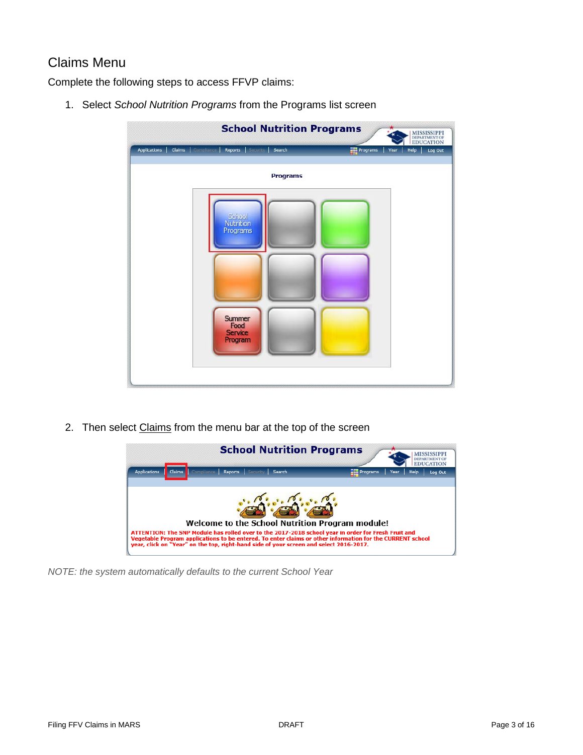## Claims Menu

Complete the following steps to access FFVP claims:

1. Select *School Nutrition Programs* from the Programs list screen

2. Then select Claims from the menu bar at the top of the screen

*NOTE: the system automatically defaults to the current School Year*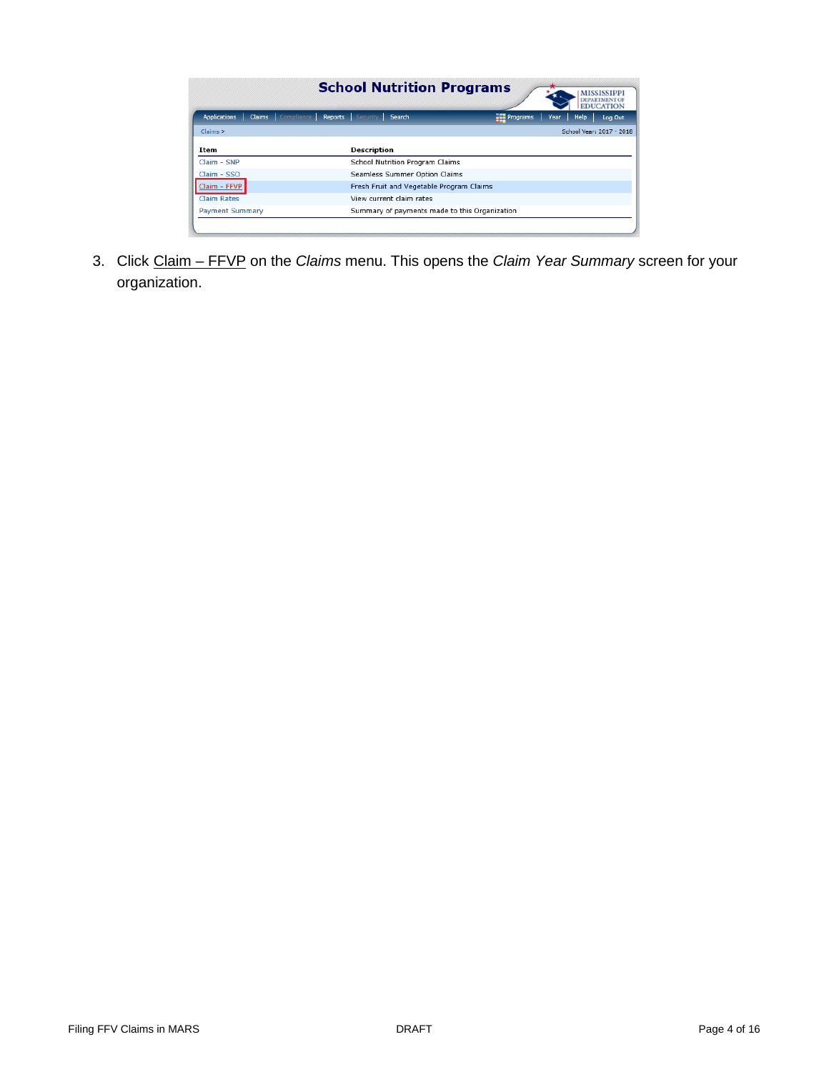3. Click Claim – FFVP on the *Claims* menu. This opens the *Claim Year Summary* screen for your organization.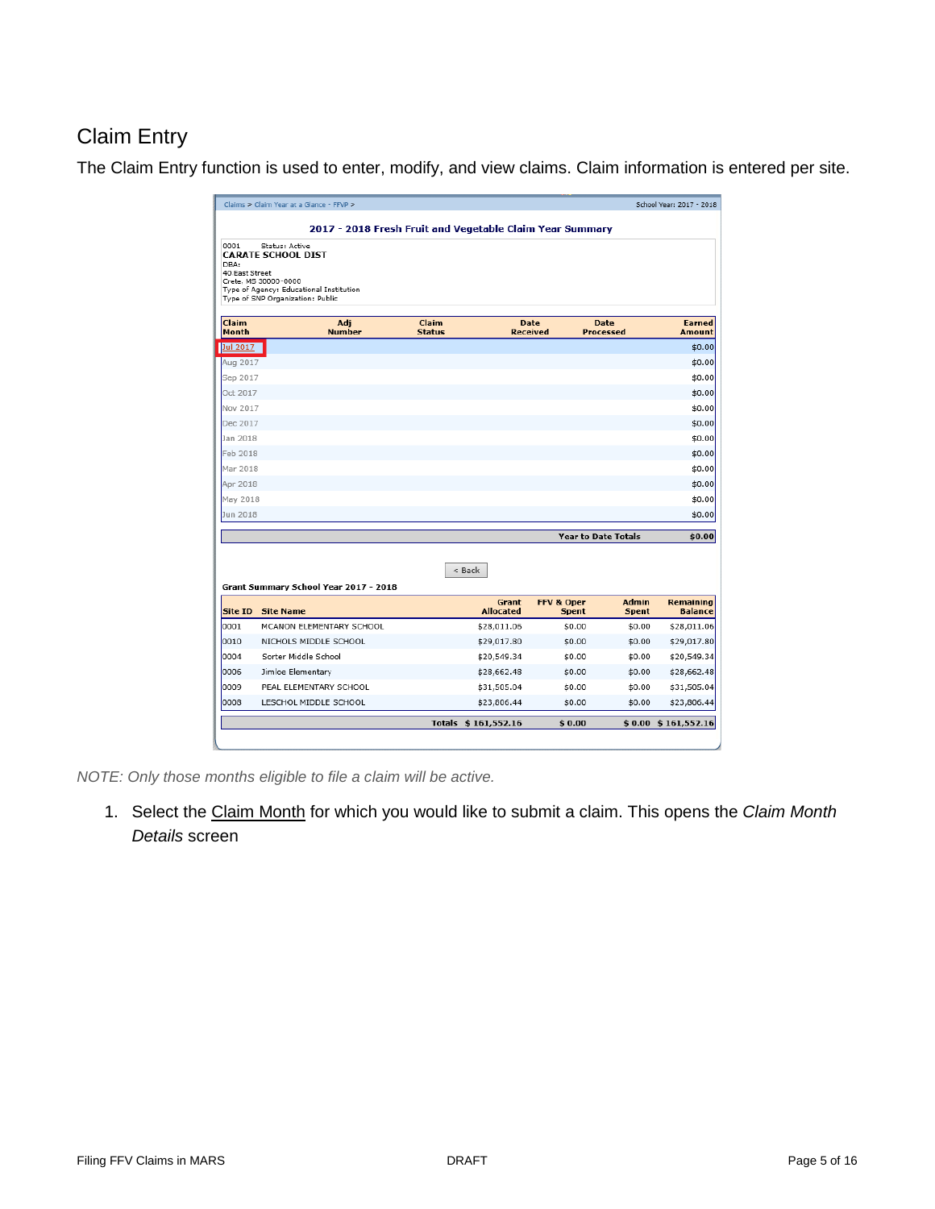## Claim Entry

The Claim Entry function is used to enter, modify, and view claims. Claim information is entered per site.

Claims > Claim Year at a Glance - FFVP > School Year: 2017 - 2018

**2017 - 2018 Fresh Fruit and Vegetable Claim Year Summary**

0001 Status: Active
**CARATE SCHOOL DIST**
DBA:
40 East Street
Crete, MS 30000-0000
Type of Agency: Educational Institution
Type of SNP Organization: Public

| Claim Month | Adj Number | Claim Status | Date Received | Date Processed | Earned Amount |
|---|---|---|---|---|---|
| Jul 2017 | | | | | $0.00 |
| Aug 2017 | | | | | $0.00 |
| Sep 2017 | | | | | $0.00 |
| Oct 2017 | | | | | $0.00 |
| Nov 2017 | | | | | $0.00 |
| Dec 2017 | | | | | $0.00 |
| Jan 2018 | | | | | $0.00 |
| Feb 2018 | | | | | $0.00 |
| Mar 2018 | | | | | $0.00 |
| Apr 2018 | | | | | $0.00 |
| May 2018 | | | | | $0.00 |
| Jun 2018 | | | | | $0.00 |
| | | | | Year to Date Totals | $0.00 |

< Back

**Grant Summary School Year 2017 - 2018**

| Site ID | Site Name | Grant Allocated | FFV & Oper Spent | Admin Spent | Remaining Balance |
|---|---|---|---|---|---|
| 0001 | MCANON ELEMENTARY SCHOOL | $28,011.06 | $0.00 | $0.00 | $28,011.06 |
| 0010 | NICHOLS MIDDLE SCHOOL | $29,017.80 | $0.00 | $0.00 | $29,017.80 |
| 0004 | Sorter Middle School | $20,549.34 | $0.00 | $0.00 | $20,549.34 |
| 0006 | Jimloe Elementary | $28,662.48 | $0.00 | $0.00 | $28,662.48 |
| 0009 | PEAL ELEMENTARY SCHOOL | $31,505.04 | $0.00 | $0.00 | $31,505.04 |
| 0008 | LESCHOL MIDDLE SCHOOL | $23,806.44 | $0.00 | $0.00 | $23,806.44 |
| | Totals | $ 161,552.16 | $ 0.00 | $ 0.00 | $ 161,552.16 |

*NOTE: Only those months eligible to file a claim will be active.*

1. Select the Claim Month for which you would like to submit a claim. This opens the *Claim Month Details* screen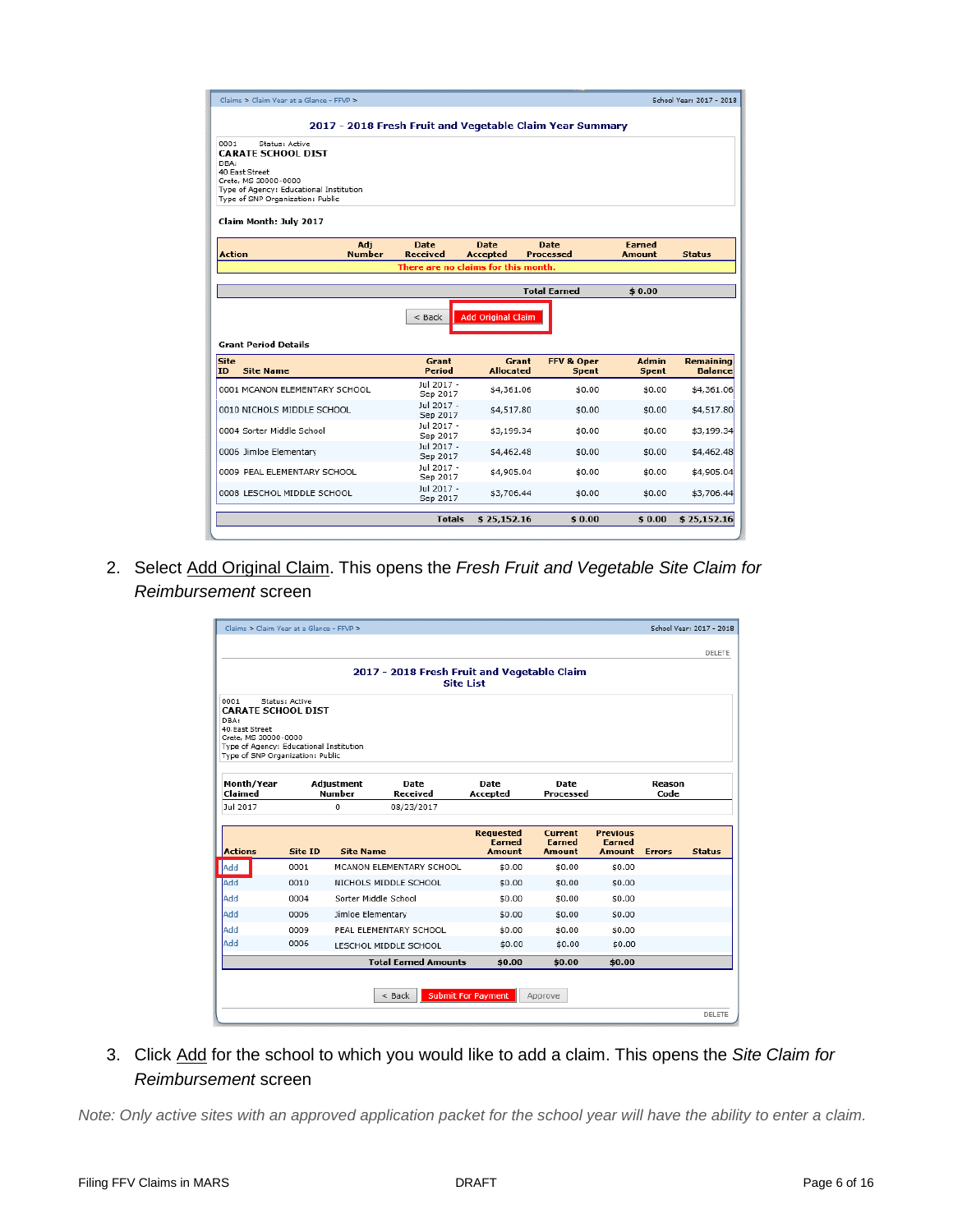Claims > Claim Year at a Glance - FFVP > School Year: 2017 - 2018

**2017 - 2018 Fresh Fruit and Vegetable Claim Year Summary**

0001 Status: Active
CARATE SCHOOL DIST
DBA:
40 East Street
Crete, MS 30000-0000
Type of Agency: Educational Institution
Type of SNP Organization: Public

**Claim Month: July 2017**

| Action | Adj Number | Date Received | Date Accepted | Date Processed | Earned Amount | Status |
|---|---|---|---|---|---|---|
| There are no claims for this month. | | | | | | |
| | | | | Total Earned | $ 0.00 | |

< Back | Add Original Claim

**Grant Period Details**

| Site ID | Site Name | Grant Period | Grant Allocated | FFV & Oper Spent | Admin Spent | Remaining Balance |
|---|---|---|---|---|---|---|
| 0001 | MCANON ELEMENTARY SCHOOL | Jul 2017 - Sep 2017 | $4,361.06 | $0.00 | $0.00 | $4,361.06 |
| 0010 | NICHOLS MIDDLE SCHOOL | Jul 2017 - Sep 2017 | $4,517.80 | $0.00 | $0.00 | $4,517.80 |
| 0004 | Sorter Middle School | Jul 2017 - Sep 2017 | $3,199.34 | $0.00 | $0.00 | $3,199.34 |
| 0006 | Jimloe Elementary | Jul 2017 - Sep 2017 | $4,462.48 | $0.00 | $0.00 | $4,462.48 |
| 0009 | PEAL ELEMENTARY SCHOOL | Jul 2017 - Sep 2017 | $4,905.04 | $0.00 | $0.00 | $4,905.04 |
| 0008 | LESCHOL MIDDLE SCHOOL | Jul 2017 - Sep 2017 | $3,706.44 | $0.00 | $0.00 | $3,706.44 |
| | | Totals | $ 25,152.16 | $ 0.00 | $ 0.00 | $ 25,152.16 |

2. Select Add Original Claim. This opens the *Fresh Fruit and Vegetable Site Claim for Reimbursement* screen

Claims > Claim Year at a Glance - FFVP > School Year: 2017 - 2018

DELETE

**2017 - 2018 Fresh Fruit and Vegetable Claim Site List**

0001 Status: Active
CARATE SCHOOL DIST
DBA:
40 East Street
Crete, MS 30000-0000
Type of Agency: Educational Institution
Type of SNP Organization: Public

| Month/Year Claimed | Adjustment Number | Date Received | Date Accepted | Date Processed | Reason Code |
|---|---|---|---|---|---|
| Jul 2017 | 0 | 08/23/2017 | | | |

| Actions | Site ID | Site Name | Requested Earned Amount | Current Earned Amount | Previous Earned Amount | Errors | Status |
|---|---|---|---|---|---|---|---|
| Add | 0001 | MCANON ELEMENTARY SCHOOL | $0.00 | $0.00 | $0.00 | | |
| Add | 0010 | NICHOLS MIDDLE SCHOOL | $0.00 | $0.00 | $0.00 | | |
| Add | 0004 | Sorter Middle School | $0.00 | $0.00 | $0.00 | | |
| Add | 0006 | Jimloe Elementary | $0.00 | $0.00 | $0.00 | | |
| Add | 0009 | PEAL ELEMENTARY SCHOOL | $0.00 | $0.00 | $0.00 | | |
| Add | 0008 | LESCHOL MIDDLE SCHOOL | $0.00 | $0.00 | $0.00 | | |
| | | Total Earned Amounts | $0.00 | $0.00 | $0.00 | | |

< Back | Submit For Payment | Approve

DELETE

3. Click Add for the school to which you would like to add a claim. This opens the *Site Claim for Reimbursement* screen

*Note: Only active sites with an approved application packet for the school year will have the ability to enter a claim.*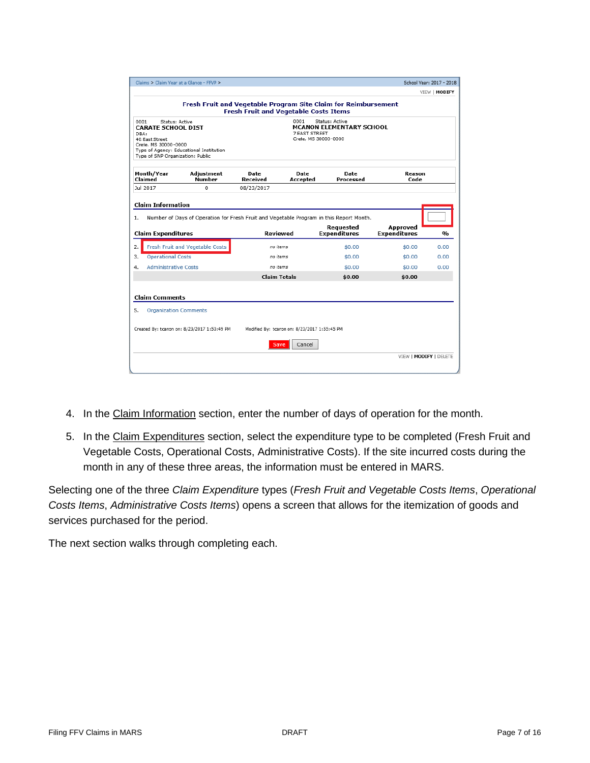Claims > Claim Year at a Glance - FFVP >

School Year: 2017 - 2018

VIEW | MODIFY

**Fresh Fruit and Vegetable Program Site Claim for Reimbursement**
**Fresh Fruit and Vegetable Costs Items**

0001 Status: Active
**CARATE SCHOOL DIST**
DBA:
40 East Street
Crete, MS 30000-0000
Type of Agency: Educational Institution
Type of SNP Organization: Public

0001 Status: Active
**MCANON ELEMENTARY SCHOOL**
7 EAST STREET
Crete, MS 30000-0000

| Month/Year Claimed | Adjustment Number | Date Received | Date Accepted | Date Processed | Reason Code |
|---|---|---|---|---|---|
| Jul 2017 | 0 | 08/23/2017 | | | |

**Claim Information**

1. Number of Days of Operation for Fresh Fruit and Vegetable Program in this Report Month.

| Claim Expenditures | Reviewed | Requested Expenditures | Approved Expenditures | % |
|---|---|---|---|---|
| 2. Fresh Fruit and Vegetable Costs | no items | $0.00 | $0.00 | 0.00 |
| 3. Operational Costs | no items | $0.00 | $0.00 | 0.00 |
| 4. Administrative Costs | no items | $0.00 | $0.00 | 0.00 |
| | Claim Totals | $0.00 | $0.00 | |

**Claim Comments**

5. Organization Comments

Created By: tcanon on: 8/23/2017 1:53:49 PM Modified By: tcanon on: 8/23/2017 1:55:45 PM

Save | Cancel

VIEW | MODIFY | DELETE

4. In the Claim Information section, enter the number of days of operation for the month.
5. In the Claim Expenditures section, select the expenditure type to be completed (Fresh Fruit and Vegetable Costs, Operational Costs, Administrative Costs). If the site incurred costs during the month in any of these three areas, the information must be entered in MARS.

Selecting one of the three *Claim Expenditure* types (*Fresh Fruit and Vegetable Costs Items*, *Operational Costs Items*, *Administrative Costs Items*) opens a screen that allows for the itemization of goods and services purchased for the period.

The next section walks through completing each.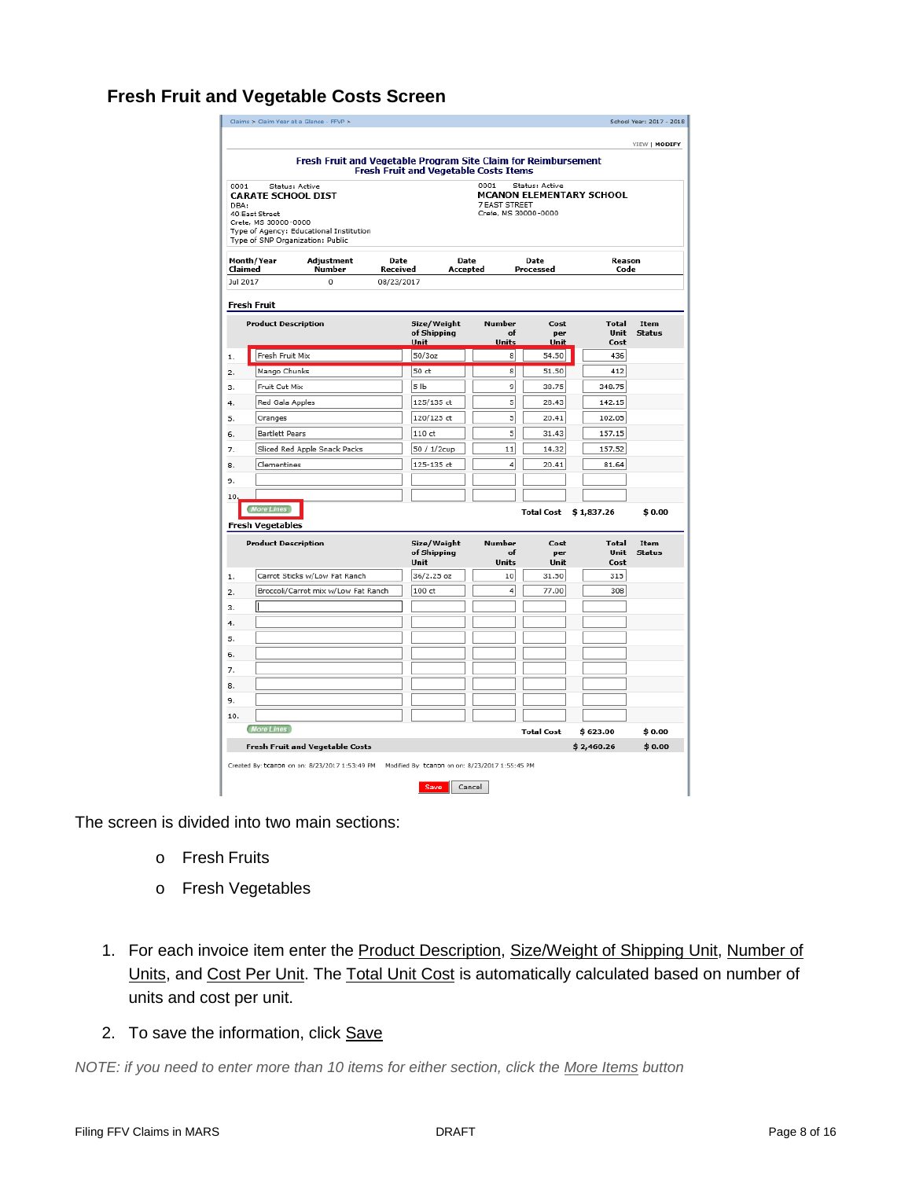## Fresh Fruit and Vegetable Costs Screen

Claims > Claim Year at a Glance - FFVP >  School Year: 2017 - 2018

VIEW | MODIFY

**Fresh Fruit and Vegetable Program Site Claim for Reimbursement**
**Fresh Fruit and Vegetable Costs Items**

0001 Status: Active
**CARATE SCHOOL DIST**
DBA:
40 East Street
Crete, MS 30000-0000
Type of Agency: Educational Institution
Type of SNP Organization: Public

0001 Status: Active
**MCANON ELEMENTARY SCHOOL**
7 EAST STREET
Crete, MS 30000-0000

| Month/Year Claimed | Adjustment Number | Date Received | Date Accepted | Date Processed | Reason Code |
|---|---|---|---|---|---|
| Jul 2017 | 0 | 08/23/2017 | | | |

**Fresh Fruit**

| | Product Description | Size/Weight of Shipping Unit | Number of Units | Cost per Unit | Total Unit Cost | Item Status |
|---|---|---|---|---|---|---|
| 1. | Fresh Fruit Mix | 50/3oz | 8 | 54.50 | 436 | |
| 2. | Mango Chunks | 50 ct | 8 | 51.50 | 412 | |
| 3. | Fruit Cut Mix | 5 lb | 9 | 38.75 | 348.75 | |
| 4. | Red Gala Apples | 125/135 ct | 5 | 28.43 | 142.15 | |
| 5. | Oranges | 120/125 ct | 5 | 20.41 | 102.05 | |
| 6. | Bartlett Pears | 110 ct | 5 | 31.43 | 157.15 | |
| 7. | Sliced Red Apple Snack Packs | 50 / 1/2cup | 11 | 14.32 | 157.52 | |
| 8. | Clementines | 125-135 ct | 4 | 20.41 | 81.64 | |
| 9. | | | | | | |
| 10. | | | | | | |
| More Lines | | | | Total Cost | $ 1,837.26 | $ 0.00 |

**Fresh Vegetables**

| | Product Description | Size/Weight of Shipping Unit | Number of Units | Cost per Unit | Total Unit Cost | Item Status |
|---|---|---|---|---|---|---|
| 1. | Carrot Sticks w/Low Fat Ranch | 36/2.25 oz | 10 | 31.50 | 315 | |
| 2. | Broccoli/Carrot mix w/Low Fat Ranch | 100 ct | 4 | 77.00 | 308 | |
| 3. | | | | | | |
| 4. | | | | | | |
| 5. | | | | | | |
| 6. | | | | | | |
| 7. | | | | | | |
| 8. | | | | | | |
| 9. | | | | | | |
| 10. | | | | | | |
| More Lines | | | | Total Cost | $ 623.00 | $ 0.00 |
| Fresh Fruit and Vegetable Costs | | | | | $ 2,460.26 | $ 0.00 |

Created By: tcanon on on: 8/23/2017 1:53:49 PM  Modified By: tcanon on on: 8/23/2017 1:55:45 PM

Save  Cancel

The screen is divided into two main sections:

- Fresh Fruits
- Fresh Vegetables

1. For each invoice item enter the Product Description, Size/Weight of Shipping Unit, Number of Units, and Cost Per Unit. The Total Unit Cost is automatically calculated based on number of units and cost per unit.
2. To save the information, click Save

*NOTE: if you need to enter more than 10 items for either section, click the More Items button*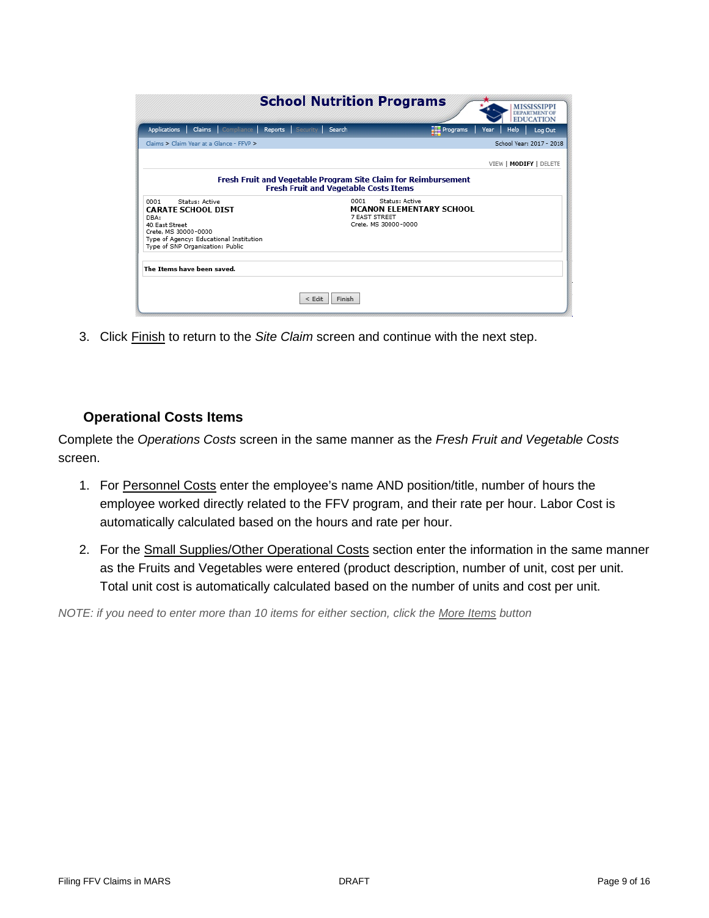School Nutrition Programs

Applications | Claims | Compliance | Reports | Security | Search | Programs | Year | Help | Log Out

Claims > Claim Year at a Glance - FFVP > School Year: 2017 - 2018

VIEW | **MODIFY** | DELETE

**Fresh Fruit and Vegetable Program Site Claim for Reimbursement**
**Fresh Fruit and Vegetable Costs Items**

0001 Status: Active
**CARATE SCHOOL DIST**
DBA:
40 East Street
Crete, MS 30000-0000
Type of Agency: Educational Institution
Type of SNP Organization: Public

0001 Status: Active
**MCANON ELEMENTARY SCHOOL**
7 EAST STREET
Crete, MS 30000-0000

**The Items have been saved.**

< Edit | Finish

3. Click Finish to return to the *Site Claim* screen and continue with the next step.

### Operational Costs Items

Complete the *Operations Costs* screen in the same manner as the *Fresh Fruit and Vegetable Costs* screen.

1. For Personnel Costs enter the employee's name AND position/title, number of hours the employee worked directly related to the FFV program, and their rate per hour. Labor Cost is automatically calculated based on the hours and rate per hour.

2. For the Small Supplies/Other Operational Costs section enter the information in the same manner as the Fruits and Vegetables were entered (product description, number of unit, cost per unit. Total unit cost is automatically calculated based on the number of units and cost per unit.

*NOTE: if you need to enter more than 10 items for either section, click the More Items button*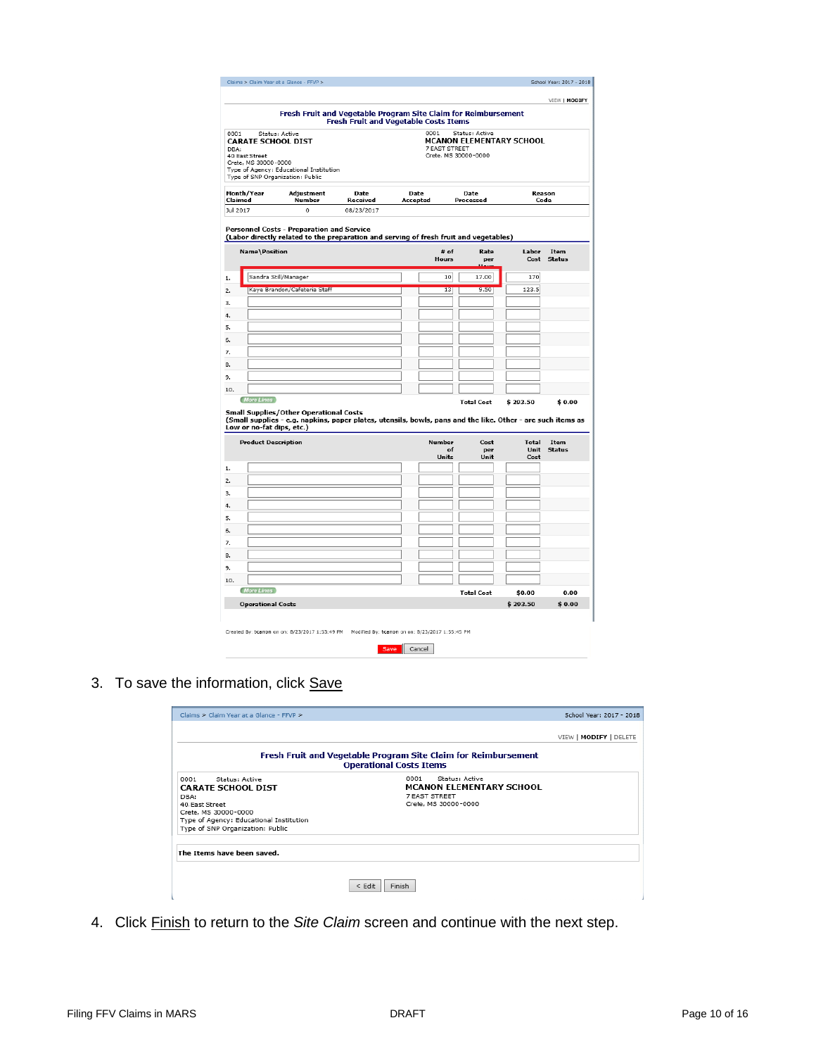Claims > Claim Year at a Glance - FFVP > School Year: 2017 - 2018

VIEW | MODIFY

**Fresh Fruit and Vegetable Program Site Claim for Reimbursement**
**Fresh Fruit and Vegetable Costs Items**

0001 Status: Active
**CARATE SCHOOL DIST**
DBA:
40 East Street
Crete, MS 30000-0000
Type of Agency: Educational Institution
Type of SNP Organization: Public

0001 Status: Active
**MCANON ELEMENTARY SCHOOL**
7 EAST STREET
Crete, MS 30000-0000

| Month/Year Claimed | Adjustment Number | Date Received | Date Accepted | Date Processed | Reason Code |
|---|---|---|---|---|---|
| Jul 2017 | 0 | 08/23/2017 | | | |

**Personnel Costs - Preparation and Service**
**(Labor directly related to the preparation and serving of fresh fruit and vegetables)**

| | Name\Position | # of Hours | Rate per Hour | Labor Cost | Item Status |
|---|---|---|---|---|---|
| 1. | Sandra Still/Manager | 10 | 17.00 | 170 | |
| 2. | Kaye Brandon/Cafeteria Staff | 13 | 9.50 | 123.5 | |
| 3. | | | | | |
| 4. | | | | | |
| 5. | | | | | |
| 6. | | | | | |
| 7. | | | | | |
| 8. | | | | | |
| 9. | | | | | |
| 10. | | | | | |
| | More Lines | | Total Cost | $ 293.50 | $ 0.00 |

**Small Supplies/Other Operational Costs**
**(Small supplies - e.g. napkins, paper plates, utensils, bowls, pans and the like. Other - are such items as Low or no-fat dips, etc.)**

| | Product Description | Number of Units | Cost per Unit | Total Unit Cost | Item Status |
|---|---|---|---|---|---|
| 1. | | | | | |
| 2. | | | | | |
| 3. | | | | | |
| 4. | | | | | |
| 5. | | | | | |
| 6. | | | | | |
| 7. | | | | | |
| 8. | | | | | |
| 9. | | | | | |
| 10. | | | | | |
| | More Lines | | Total Cost | $0.00 | 0.00 |
| | **Operational Costs** | | | $ 293.50 | $ 0.00 |

Created By: tcanon on on: 8/23/2017 1:53:49 PM Modified By: tcanon on on: 8/23/2017 1:55:45 PM

Save | Cancel

3. To save the information, click Save

Claims > Claim Year at a Glance - FFVP > School Year: 2017 - 2018

VIEW | MODIFY | DELETE

**Fresh Fruit and Vegetable Program Site Claim for Reimbursement**
**Operational Costs Items**

0001 Status: Active
**CARATE SCHOOL DIST**
DBA:
40 East Street
Crete, MS 30000-0000
Type of Agency: Educational Institution
Type of SNP Organization: Public

0001 Status: Active
**MCANON ELEMENTARY SCHOOL**
7 EAST STREET
Crete, MS 30000-0000

**The Items have been saved.**

< Edit | Finish

4. Click Finish to return to the *Site Claim* screen and continue with the next step.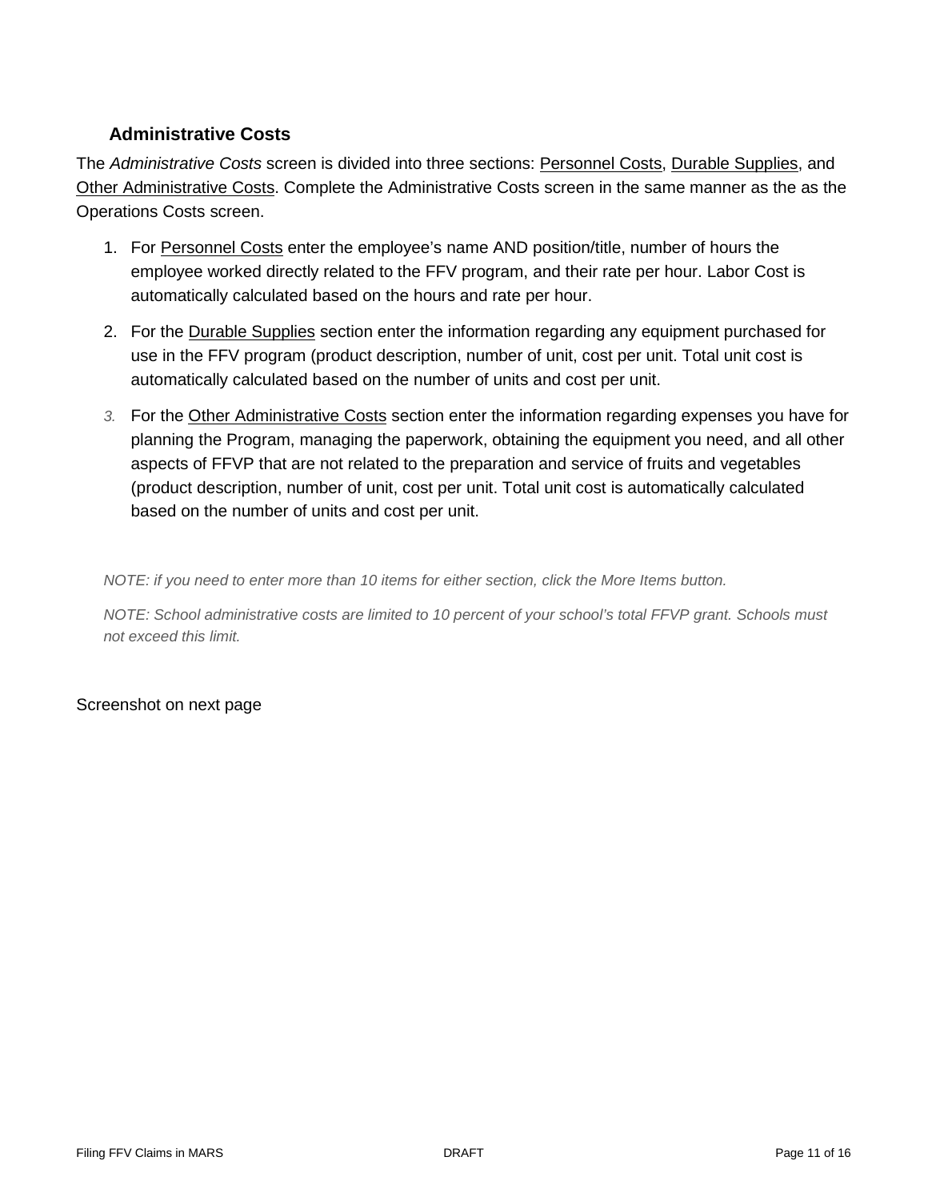## Administrative Costs

The *Administrative Costs* screen is divided into three sections: Personnel Costs, Durable Supplies, and Other Administrative Costs. Complete the Administrative Costs screen in the same manner as the as the Operations Costs screen.

1. For Personnel Costs enter the employee's name AND position/title, number of hours the employee worked directly related to the FFV program, and their rate per hour. Labor Cost is automatically calculated based on the hours and rate per hour.

2. For the Durable Supplies section enter the information regarding any equipment purchased for use in the FFV program (product description, number of unit, cost per unit. Total unit cost is automatically calculated based on the number of units and cost per unit.

3. For the Other Administrative Costs section enter the information regarding expenses you have for planning the Program, managing the paperwork, obtaining the equipment you need, and all other aspects of FFVP that are not related to the preparation and service of fruits and vegetables (product description, number of unit, cost per unit. Total unit cost is automatically calculated based on the number of units and cost per unit.

*NOTE: if you need to enter more than 10 items for either section, click the More Items button.*

*NOTE: School administrative costs are limited to 10 percent of your school's total FFVP grant. Schools must not exceed this limit.*

Screenshot on next page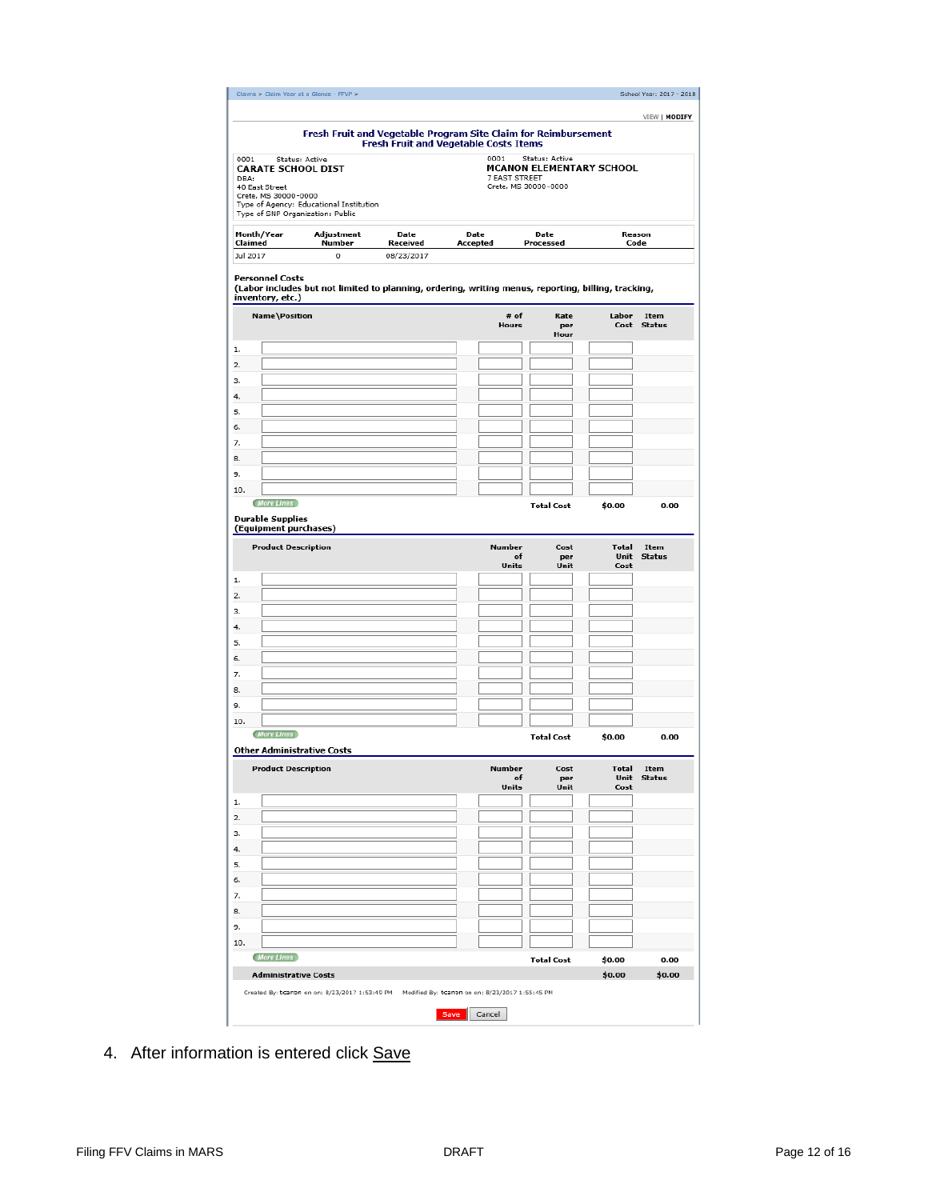Claims > Claim Year at a Glance - FFVP > School Year: 2017 - 2018

VIEW | MODIFY

### Fresh Fruit and Vegetable Program Site Claim for Reimbursement
### Fresh Fruit and Vegetable Costs Items

0001 Status: Active
**CARATE SCHOOL DIST**
DBA:
40 East Street
Crete, MS 30000-0000
Type of Agency: Educational Institution
Type of SNP Organization: Public

0001 Status: Active
**MCANON ELEMENTARY SCHOOL**
7 EAST STREET
Crete, MS 30000-0000

| Month/Year Claimed | Adjustment Number | Date Received | Date Accepted | Date Processed | Reason Code |
|---|---|---|---|---|---|
| Jul 2017 | 0 | 08/23/2017 | | | |

**Personnel Costs**
**(Labor includes but not limited to planning, ordering, writing menus, reporting, billing, tracking, inventory, etc.)**

| | Name\Position | # of Hours | Rate per Hour | Labor Cost | Item Status |
|---|---|---|---|---|---|
| 1. | | | | | |
| 2. | | | | | |
| 3. | | | | | |
| 4. | | | | | |
| 5. | | | | | |
| 6. | | | | | |
| 7. | | | | | |
| 8. | | | | | |
| 9. | | | | | |
| 10. | | | | | |
| | More Lines | | Total Cost | $0.00 | 0.00 |

**Durable Supplies**
**(Equipment purchases)**

| | Product Description | Number of Units | Cost per Unit | Total Unit Cost | Item Status |
|---|---|---|---|---|---|
| 1. | | | | | |
| 2. | | | | | |
| 3. | | | | | |
| 4. | | | | | |
| 5. | | | | | |
| 6. | | | | | |
| 7. | | | | | |
| 8. | | | | | |
| 9. | | | | | |
| 10. | | | | | |
| | More Lines | | Total Cost | $0.00 | 0.00 |

**Other Administrative Costs**

| | Product Description | Number of Units | Cost per Unit | Total Unit Cost | Item Status |
|---|---|---|---|---|---|
| 1. | | | | | |
| 2. | | | | | |
| 3. | | | | | |
| 4. | | | | | |
| 5. | | | | | |
| 6. | | | | | |
| 7. | | | | | |
| 8. | | | | | |
| 9. | | | | | |
| 10. | | | | | |
| | More Lines | | Total Cost | $0.00 | 0.00 |
| | **Administrative Costs** | | | $0.00 | $0.00 |

Created By: tcanon on on: 8/23/2017 1:53:40 PM Modified By: tcanon on on: 8/23/2017 1:55:45 PM

Save Cancel

4. After information is entered click Save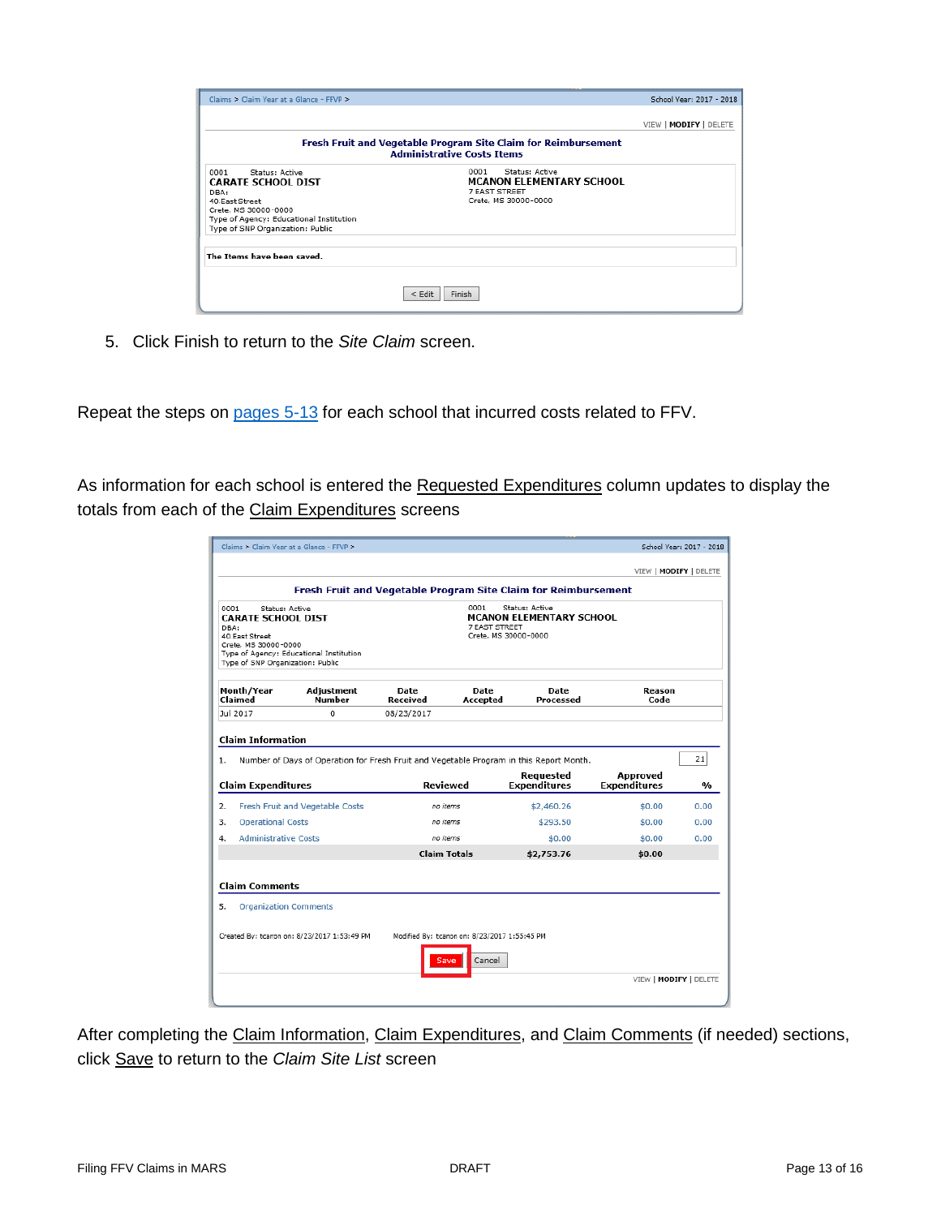Claims > Claim Year at a Glance - FFVP > School Year: 2017 - 2018

VIEW | MODIFY | DELETE

**Fresh Fruit and Vegetable Program Site Claim for Reimbursement**
**Administrative Costs Items**

0001 Status: Active
**CARATE SCHOOL DIST**
DBA:
40 East Street
Crete, MS 30000-0000
Type of Agency: Educational Institution
Type of SNP Organization: Public

0001 Status: Active
**MCANON ELEMENTARY SCHOOL**
7 EAST STREET
Crete, MS 30000-0000

**The Items have been saved.**

< Edit | Finish

5. Click Finish to return to the *Site Claim* screen.

Repeat the steps on pages 5-13 for each school that incurred costs related to FFV.

As information for each school is entered the Requested Expenditures column updates to display the totals from each of the Claim Expenditures screens

Claims > Claim Year at a Glance - FFVP > School Year: 2017 - 2018

VIEW | MODIFY | DELETE

**Fresh Fruit and Vegetable Program Site Claim for Reimbursement**

0001 Status: Active
**CARATE SCHOOL DIST**
DBA:
40 East Street
Crete, MS 30000-0000
Type of Agency: Educational Institution
Type of SNP Organization: Public

0001 Status: Active
**MCANON ELEMENTARY SCHOOL**
7 EAST STREET
Crete, MS 30000-0000

| Month/Year Claimed | Adjustment Number | Date Received | Date Accepted | Date Processed | Reason Code |
|---|---|---|---|---|---|
| Jul 2017 | 0 | 08/23/2017 | | | |

**Claim Information**

1. Number of Days of Operation for Fresh Fruit and Vegetable Program in this Report Month. 21

| Claim Expenditures | Reviewed | Requested Expenditures | Approved Expenditures | % |
|---|---|---|---|---|
| 2. Fresh Fruit and Vegetable Costs | no items | $2,460.26 | $0.00 | 0.00 |
| 3. Operational Costs | no items | $293.50 | $0.00 | 0.00 |
| 4. Administrative Costs | no items | $0.00 | $0.00 | 0.00 |
| | Claim Totals | $2,753.76 | $0.00 | |

**Claim Comments**

5. Organization Comments

Created By: tcanon on: 8/23/2017 1:53:49 PM Modified By: tcanon on: 8/23/2017 1:53:45 PM

Save | Cancel

VIEW | MODIFY | DELETE

After completing the Claim Information, Claim Expenditures, and Claim Comments (if needed) sections, click Save to return to the *Claim Site List* screen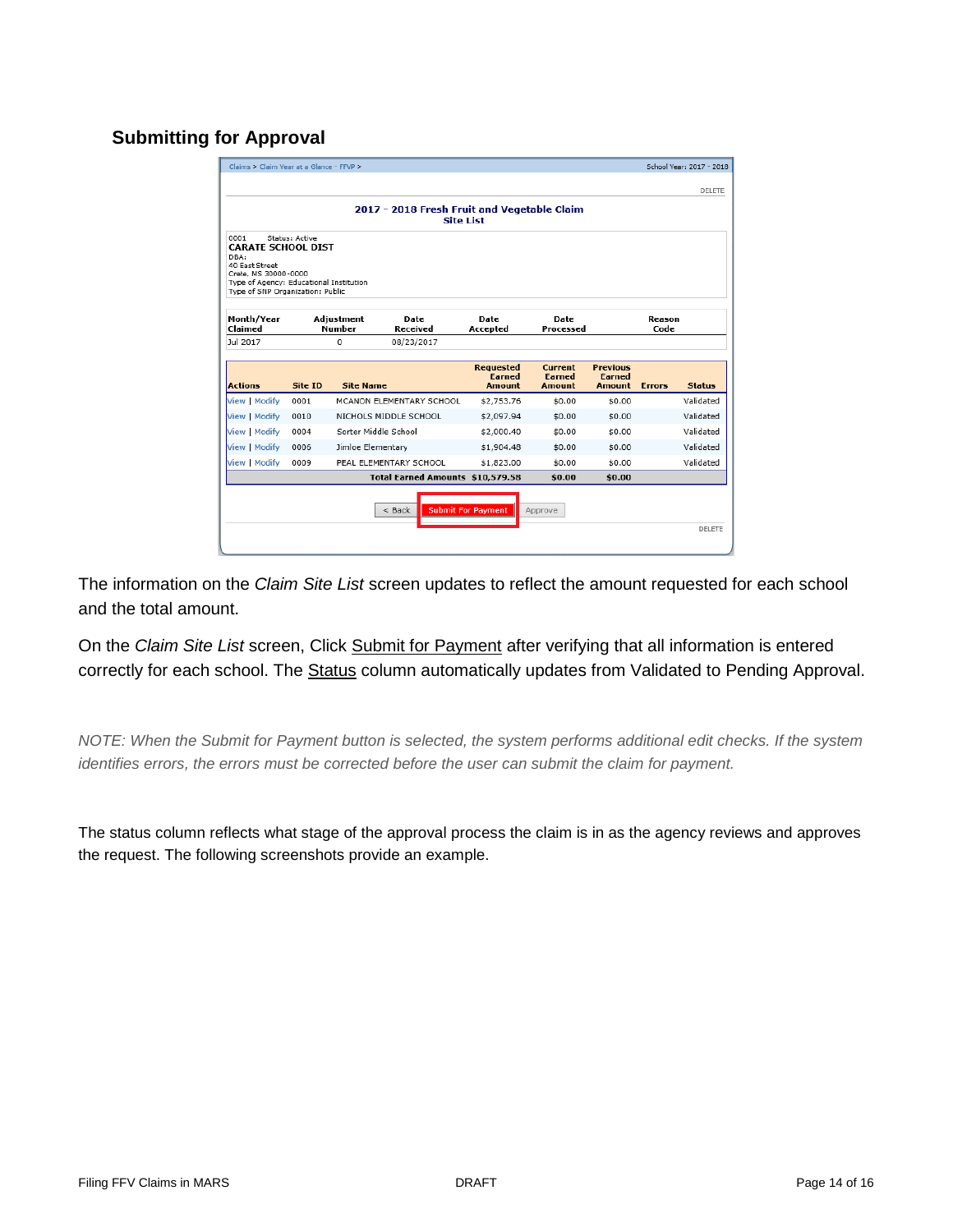## Submitting for Approval

Claims > Claim Year at a Glance - FFVP >

School Year: 2017 - 2018

DELETE

**2017 - 2018 Fresh Fruit and Vegetable Claim**
**Site List**

0001 Status: Active
**CARATE SCHOOL DIST**
DBA:
40 East Street
Crate, MS 30000-0000
Type of Agency: Educational Institution
Type of SNP Organization: Public

| Month/Year Claimed | Adjustment Number | Date Received | Date Accepted | Date Processed | Reason Code |
|---|---|---|---|---|---|
| Jul 2017 | 0 | 08/23/2017 | | | |

| Actions | Site ID | Site Name | Requested Earned Amount | Current Earned Amount | Previous Earned Amount | Errors | Status |
|---|---|---|---|---|---|---|---|
| View \| Modify | 0001 | MCANON ELEMENTARY SCHOOL | $2,753.76 | $0.00 | $0.00 | | Validated |
| View \| Modify | 0010 | NICHOLS MIDDLE SCHOOL | $2,097.94 | $0.00 | $0.00 | | Validated |
| View \| Modify | 0004 | Sorter Middle School | $2,000.40 | $0.00 | $0.00 | | Validated |
| View \| Modify | 0006 | Jimloe Elementary | $1,904.48 | $0.00 | $0.00 | | Validated |
| View \| Modify | 0009 | PEAL ELEMENTARY SCHOOL | $1,823.00 | $0.00 | $0.00 | | Validated |
| | | **Total Earned Amounts** | **$10,579.58** | **$0.00** | **$0.00** | | |

< Back | Submit For Payment | Approve

DELETE

The information on the *Claim Site List* screen updates to reflect the amount requested for each school and the total amount.

On the *Claim Site List* screen, Click Submit for Payment after verifying that all information is entered correctly for each school. The Status column automatically updates from Validated to Pending Approval.

*NOTE: When the Submit for Payment button is selected, the system performs additional edit checks. If the system identifies errors, the errors must be corrected before the user can submit the claim for payment.*

The status column reflects what stage of the approval process the claim is in as the agency reviews and approves the request. The following screenshots provide an example.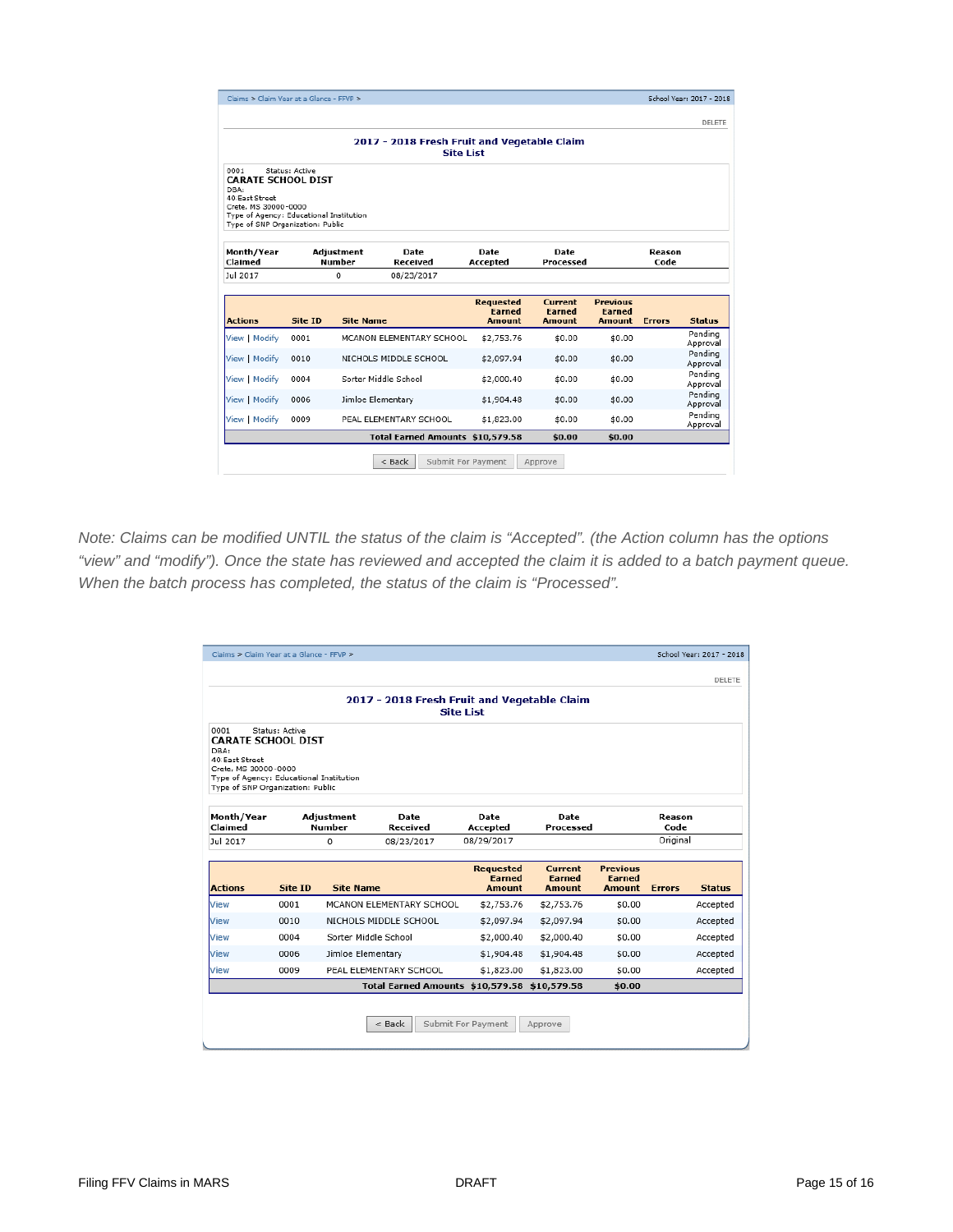Claims > Claim Year at a Glance - FFVP > School Year: 2017 - 2018

DELETE

**2017 - 2018 Fresh Fruit and Vegetable Claim**
**Site List**

0001 Status: Active
**CARATE SCHOOL DIST**
DBA:
40 East Street
Crete, MS 30000-0000
Type of Agency: Educational Institution
Type of SNP Organization: Public

| Month/Year Claimed | Adjustment Number | Date Received | Date Accepted | Date Processed | Reason Code |
|---|---|---|---|---|---|
| Jul 2017 | 0 | 08/23/2017 | | | |

| Actions | Site ID | Site Name | Requested Earned Amount | Current Earned Amount | Previous Earned Amount | Errors | Status |
|---|---|---|---|---|---|---|---|
| View \| Modify | 0001 | MCANON ELEMENTARY SCHOOL | $2,753.76 | $0.00 | $0.00 | | Pending Approval |
| View \| Modify | 0010 | NICHOLS MIDDLE SCHOOL | $2,097.94 | $0.00 | $0.00 | | Pending Approval |
| View \| Modify | 0004 | Sorter Middle School | $2,000.40 | $0.00 | $0.00 | | Pending Approval |
| View \| Modify | 0006 | Jimloe Elementary | $1,904.48 | $0.00 | $0.00 | | Pending Approval |
| View \| Modify | 0009 | PEAL ELEMENTARY SCHOOL | $1,823.00 | $0.00 | $0.00 | | Pending Approval |
| | | **Total Earned Amounts** | **$10,579.58** | **$0.00** | **$0.00** | | |

< Back | Submit For Payment | Approve

*Note: Claims can be modified UNTIL the status of the claim is "Accepted". (the Action column has the options "view" and "modify"). Once the state has reviewed and accepted the claim it is added to a batch payment queue. When the batch process has completed, the status of the claim is "Processed".*

Claims > Claim Year at a Glance - FFVP > School Year: 2017 - 2018

DELETE

**2017 - 2018 Fresh Fruit and Vegetable Claim**
**Site List**

0001 Status: Active
**CARATE SCHOOL DIST**
DBA:
40 East Street
Crete, MS 30000-0000
Type of Agency: Educational Institution
Type of SNP Organization: Public

| Month/Year Claimed | Adjustment Number | Date Received | Date Accepted | Date Processed | Reason Code |
|---|---|---|---|---|---|
| Jul 2017 | 0 | 08/23/2017 | 08/29/2017 | | Original |

| Actions | Site ID | Site Name | Requested Earned Amount | Current Earned Amount | Previous Earned Amount | Errors | Status |
|---|---|---|---|---|---|---|---|
| View | 0001 | MCANON ELEMENTARY SCHOOL | $2,753.76 | $2,753.76 | $0.00 | | Accepted |
| View | 0010 | NICHOLS MIDDLE SCHOOL | $2,097.94 | $2,097.94 | $0.00 | | Accepted |
| View | 0004 | Sorter Middle School | $2,000.40 | $2,000.40 | $0.00 | | Accepted |
| View | 0006 | Jimloe Elementary | $1,904.48 | $1,904.48 | $0.00 | | Accepted |
| View | 0009 | PEAL ELEMENTARY SCHOOL | $1,823.00 | $1,823.00 | $0.00 | | Accepted |
| | | **Total Earned Amounts** | **$10,579.58** | **$10,579.58** | **$0.00** | | |

< Back | Submit For Payment | Approve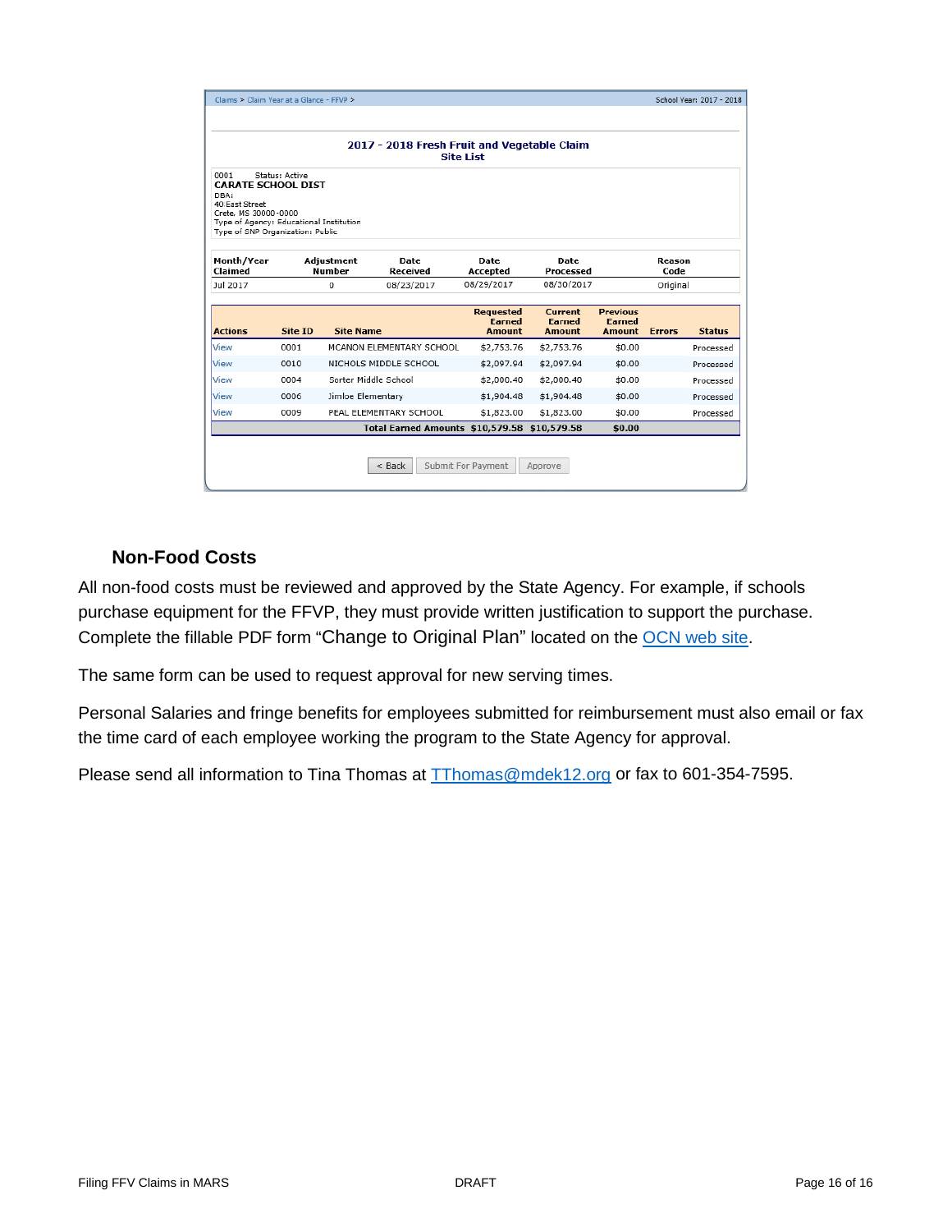Claims > Claim Year at a Glance - FFVP > School Year: 2017 - 2018

**2017 - 2018 Fresh Fruit and Vegetable Claim**
**Site List**

0001 Status: Active
**CARATE SCHOOL DIST**
DBA:
40 East Street
Crete, MS 30000-0000
Type of Agency: Educational Institution
Type of SNP Organization: Public

| Month/Year Claimed | Adjustment Number | Date Received | Date Accepted | Date Processed | Reason Code |
|---|---|---|---|---|---|
| Jul 2017 | 0 | 08/23/2017 | 08/29/2017 | 08/30/2017 | Original |

| Actions | Site ID | Site Name | Requested Earned Amount | Current Earned Amount | Previous Earned Amount | Errors | Status |
|---|---|---|---|---|---|---|---|
| View | 0001 | MCANON ELEMENTARY SCHOOL | $2,753.76 | $2,753.76 | $0.00 | | Processed |
| View | 0010 | NICHOLS MIDDLE SCHOOL | $2,097.94 | $2,097.94 | $0.00 | | Processed |
| View | 0004 | Sorter Middle School | $2,000.40 | $2,000.40 | $0.00 | | Processed |
| View | 0006 | Jimloe Elementary | $1,904.48 | $1,904.48 | $0.00 | | Processed |
| View | 0009 | PEAL ELEMENTARY SCHOOL | $1,823.00 | $1,823.00 | $0.00 | | Processed |
| | | **Total Earned Amounts** | **$10,579.58** | **$10,579.58** | **$0.00** | | |

< Back | Submit For Payment | Approve

### Non-Food Costs

All non-food costs must be reviewed and approved by the State Agency. For example, if schools purchase equipment for the FFVP, they must provide written justification to support the purchase. Complete the fillable PDF form "Change to Original Plan" located on the OCN web site.

The same form can be used to request approval for new serving times.

Personal Salaries and fringe benefits for employees submitted for reimbursement must also email or fax the time card of each employee working the program to the State Agency for approval.

Please send all information to Tina Thomas at TThomas@mdek12.org or fax to 601-354-7595.